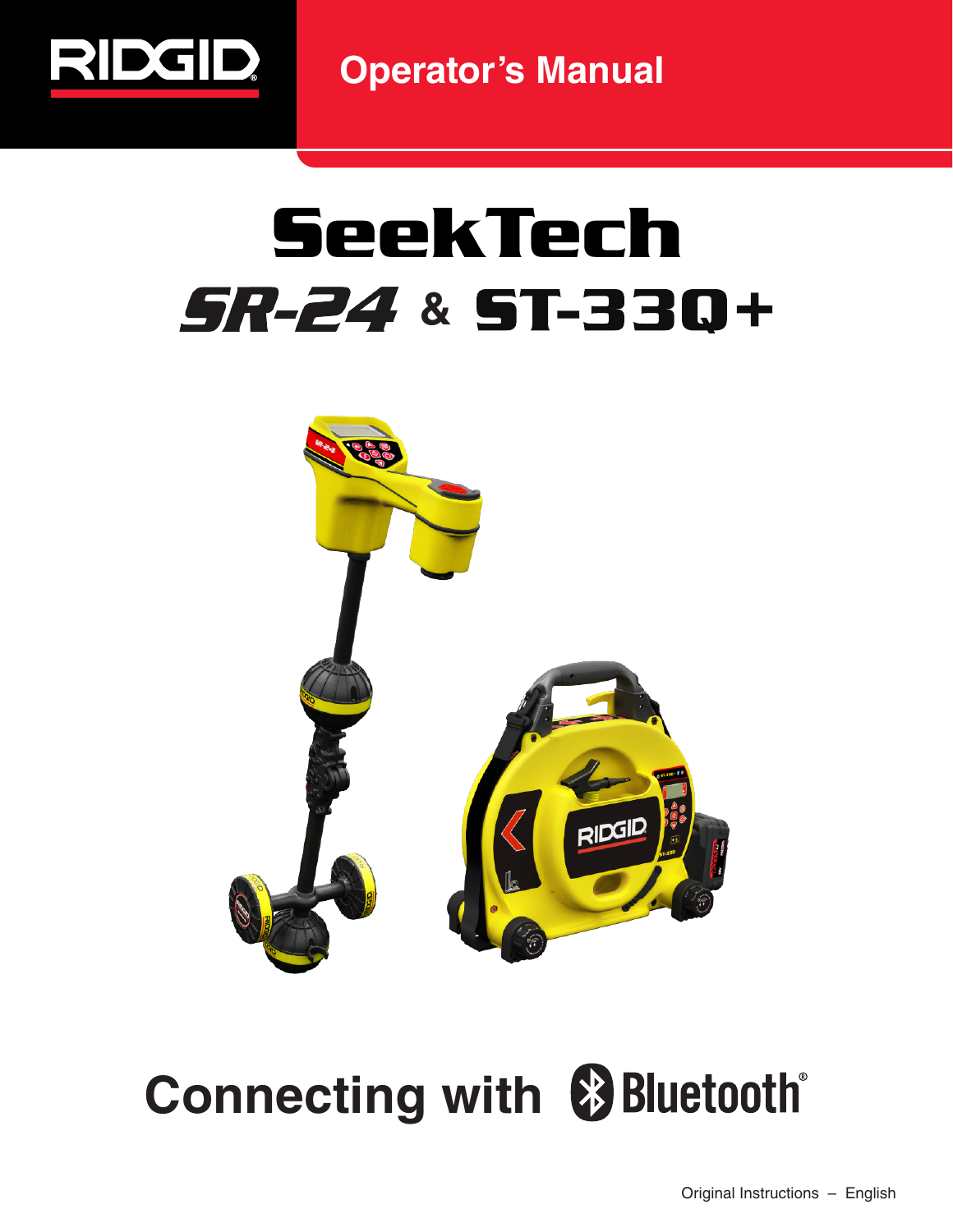RIDGID

# Operator's Manual

# SeekTech

## SR-24 & ST-33Q+

## Connecting with Bluetooth®

Original Instructions – English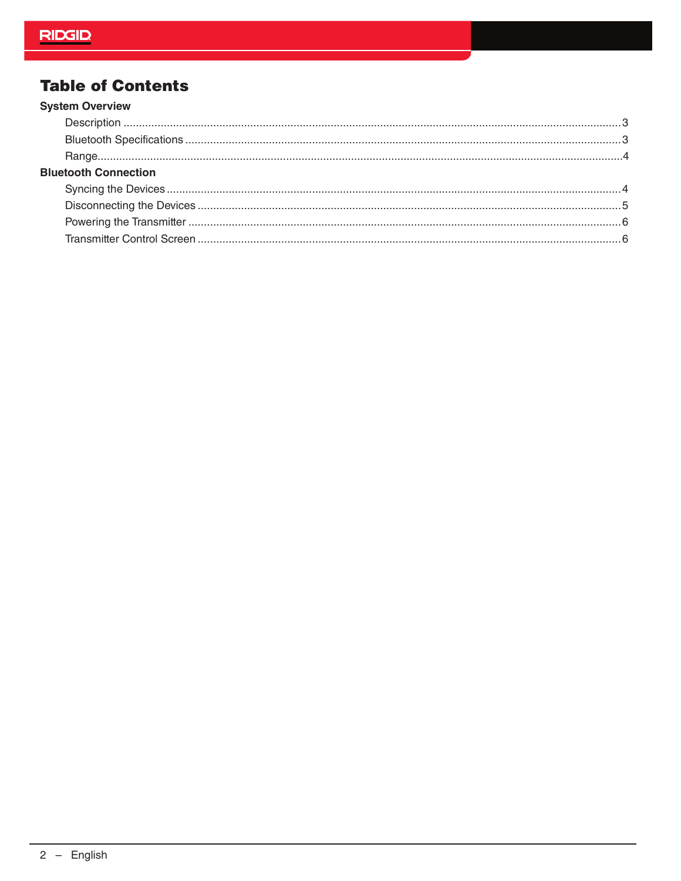# Table of Contents

**System Overview**

- Description ... 3
- Bluetooth Specifications ... 3
- Range ... 4

**Bluetooth Connection**

- Syncing the Devices ... 4
- Disconnecting the Devices ... 5
- Powering the Transmitter ... 6
- Transmitter Control Screen ... 6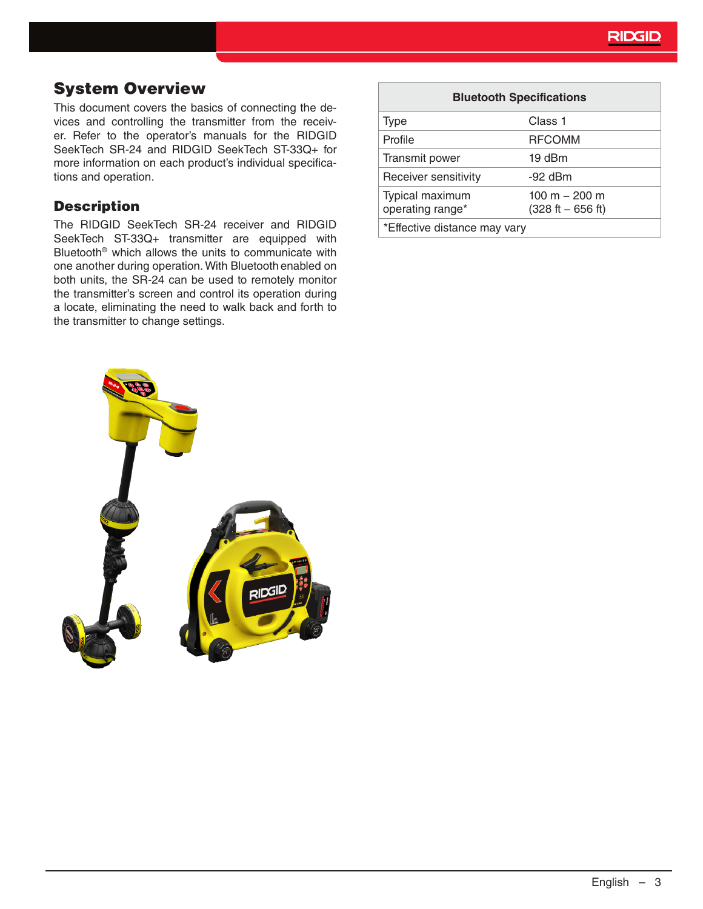## System Overview

This document covers the basics of connecting the devices and controlling the transmitter from the receiver. Refer to the operator's manuals for the RIDGID SeekTech SR-24 and RIDGID SeekTech ST-33Q+ for more information on each product's individual specifications and operation.

## Description

The RIDGID SeekTech SR-24 receiver and RIDGID SeekTech ST-33Q+ transmitter are equipped with Bluetooth® which allows the units to communicate with one another during operation. With Bluetooth enabled on both units, the SR-24 can be used to remotely monitor the transmitter's screen and control its operation during a locate, eliminating the need to walk back and forth to the transmitter to change settings.

| Bluetooth Specifications | |
|---|---|
| Type | Class 1 |
| Profile | RFCOMM |
| Transmit power | 19 dBm |
| Receiver sensitivity | -92 dBm |
| Typical maximum operating range* | 100 m – 200 m (328 ft – 656 ft) |
| *Effective distance may vary | |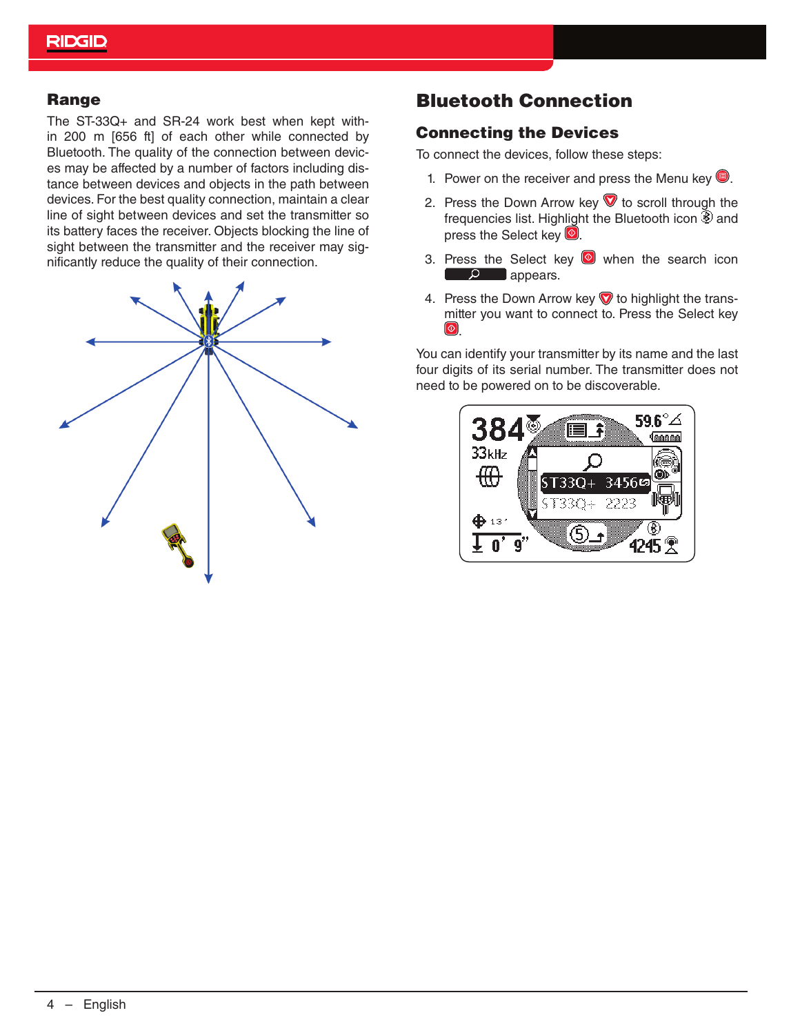## Range

The ST-33Q+ and SR-24 work best when kept within 200 m [656 ft] of each other while connected by Bluetooth. The quality of the connection between devices may be affected by a number of factors including distance between devices and objects in the path between devices. For the best quality connection, maintain a clear line of sight between devices and set the transmitter so its battery faces the receiver. Objects blocking the line of sight between the transmitter and the receiver may significantly reduce the quality of their connection.

# Bluetooth Connection

## Connecting the Devices

To connect the devices, follow these steps:

1. Power on the receiver and press the Menu key.
2. Press the Down Arrow key to scroll through the frequencies list. Highlight the Bluetooth icon and press the Select key.
3. Press the Select key when the search icon appears.
4. Press the Down Arrow key to highlight the transmitter you want to connect to. Press the Select key.

You can identify your transmitter by its name and the last four digits of its serial number. The transmitter does not need to be powered on to be discoverable.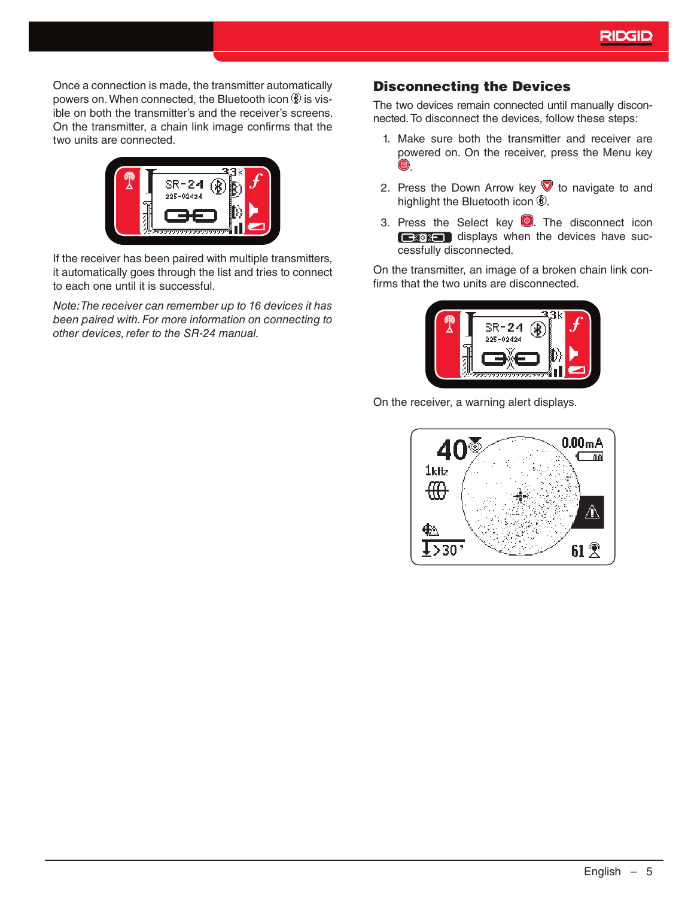Once a connection is made, the transmitter automatically powers on. When connected, the Bluetooth icon is visible on both the transmitter's and the receiver's screens. On the transmitter, a chain link image confirms that the two units are connected.

If the receiver has been paired with multiple transmitters, it automatically goes through the list and tries to connect to each one until it is successful.

*Note: The receiver can remember up to 16 devices it has been paired with. For more information on connecting to other devices, refer to the SR-24 manual.*

## Disconnecting the Devices

The two devices remain connected until manually disconnected. To disconnect the devices, follow these steps:

1. Make sure both the transmitter and receiver are powered on. On the receiver, press the Menu key .
2. Press the Down Arrow key to navigate to and highlight the Bluetooth icon .
3. Press the Select key . The disconnect icon displays when the devices have successfully disconnected.

On the transmitter, an image of a broken chain link confirms that the two units are disconnected.

On the receiver, a warning alert displays.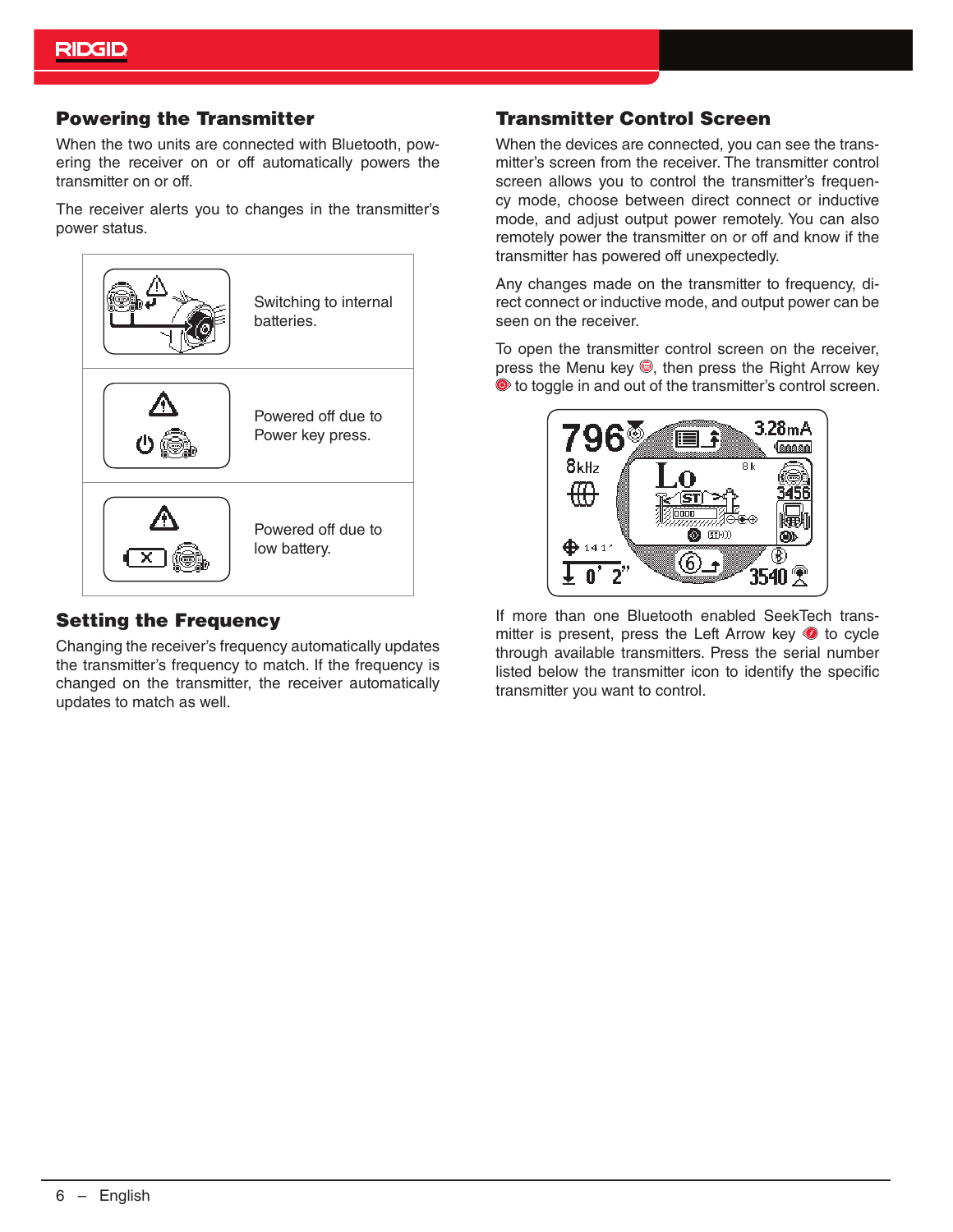## Powering the Transmitter

When the two units are connected with Bluetooth, powering the receiver on or off automatically powers the transmitter on or off.

The receiver alerts you to changes in the transmitter's power status.

| | |
|---|---|
| | Switching to internal batteries. |
| | Powered off due to Power key press. |
| | Powered off due to low battery. |

## Setting the Frequency

Changing the receiver's frequency automatically updates the transmitter's frequency to match. If the frequency is changed on the transmitter, the receiver automatically updates to match as well.

## Transmitter Control Screen

When the devices are connected, you can see the transmitter's screen from the receiver. The transmitter control screen allows you to control the transmitter's frequency mode, choose between direct connect or inductive mode, and adjust output power remotely. You can also remotely power the transmitter on or off and know if the transmitter has powered off unexpectedly.

Any changes made on the transmitter to frequency, direct connect or inductive mode, and output power can be seen on the receiver.

To open the transmitter control screen on the receiver, press the Menu key, then press the Right Arrow key to toggle in and out of the transmitter's control screen.

If more than one Bluetooth enabled SeekTech transmitter is present, press the Left Arrow key to cycle through available transmitters. Press the serial number listed below the transmitter icon to identify the specific transmitter you want to control.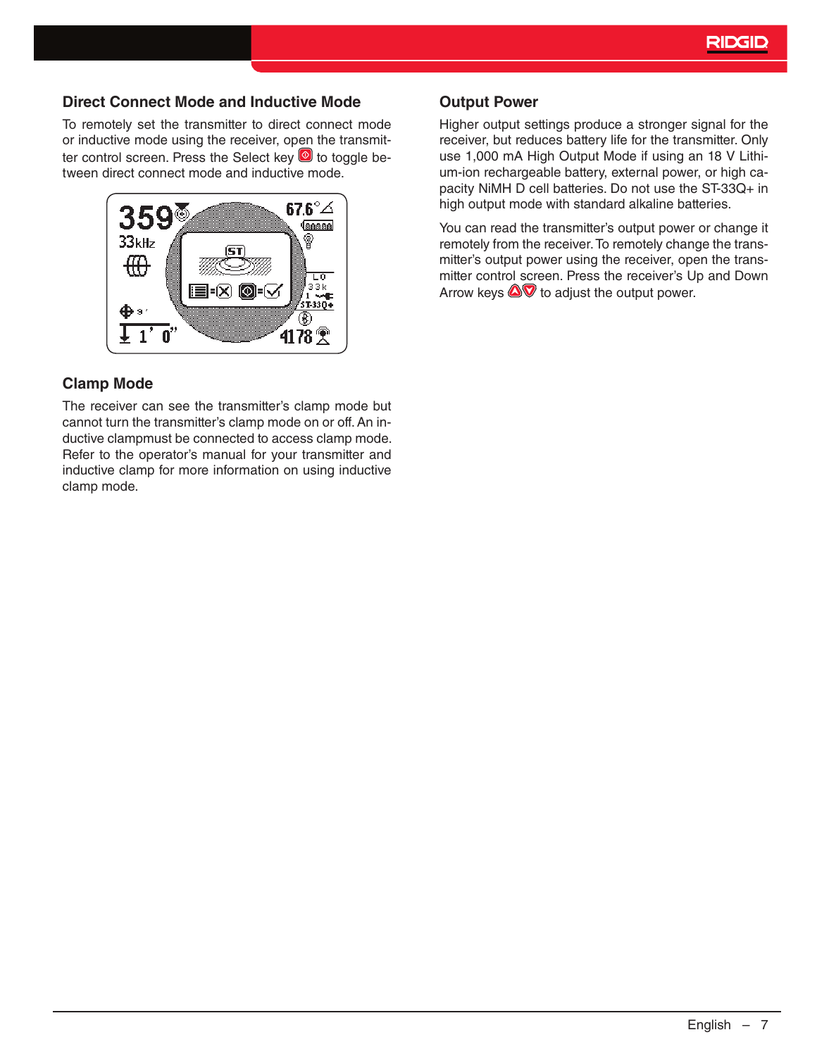## Direct Connect Mode and Inductive Mode

To remotely set the transmitter to direct connect mode or inductive mode using the receiver, open the transmitter control screen. Press the Select key to toggle between direct connect mode and inductive mode.

## Clamp Mode

The receiver can see the transmitter's clamp mode but cannot turn the transmitter's clamp mode on or off. An inductive clampmust be connected to access clamp mode. Refer to the operator's manual for your transmitter and inductive clamp for more information on using inductive clamp mode.

## Output Power

Higher output settings produce a stronger signal for the receiver, but reduces battery life for the transmitter. Only use 1,000 mA High Output Mode if using an 18 V Lithium-ion rechargeable battery, external power, or high capacity NiMH D cell batteries. Do not use the ST-33Q+ in high output mode with standard alkaline batteries.

You can read the transmitter's output power or change it remotely from the receiver. To remotely change the transmitter's output power using the receiver, open the transmitter control screen. Press the receiver's Up and Down Arrow keys to adjust the output power.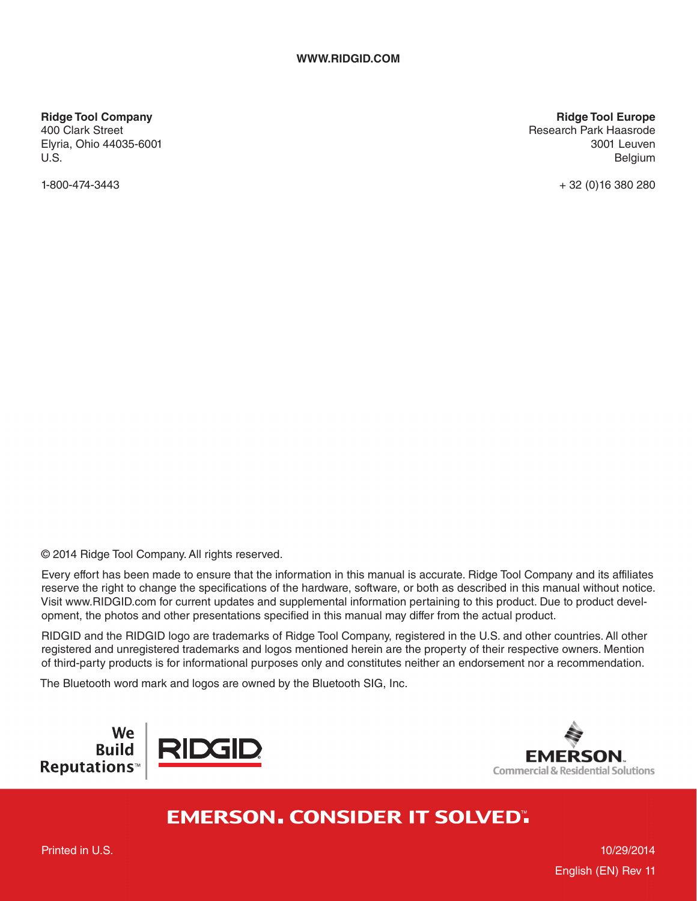**WWW.RIDGID.COM**

**Ridge Tool Company**
400 Clark Street
Elyria, Ohio 44035-6001
U.S.

1-800-474-3443

**Ridge Tool Europe**
Research Park Haasrode
3001 Leuven
Belgium

+ 32 (0)16 380 280

© 2014 Ridge Tool Company. All rights reserved.

Every effort has been made to ensure that the information in this manual is accurate. Ridge Tool Company and its affiliates reserve the right to change the specifications of the hardware, software, or both as described in this manual without notice. Visit www.RIDGID.com for current updates and supplemental information pertaining to this product. Due to product development, the photos and other presentations specified in this manual may differ from the actual product.

RIDGID and the RIDGID logo are trademarks of Ridge Tool Company, registered in the U.S. and other countries. All other registered and unregistered trademarks and logos mentioned herein are the property of their respective owners. Mention of third-party products is for informational purposes only and constitutes neither an endorsement nor a recommendation.

The Bluetooth word mark and logos are owned by the Bluetooth SIG, Inc.

We Build Reputations™ RIDGID

EMERSON. Commercial & Residential Solutions

**EMERSON. CONSIDER IT SOLVED.™**

Printed in U.S.

10/29/2014
English (EN) Rev 11